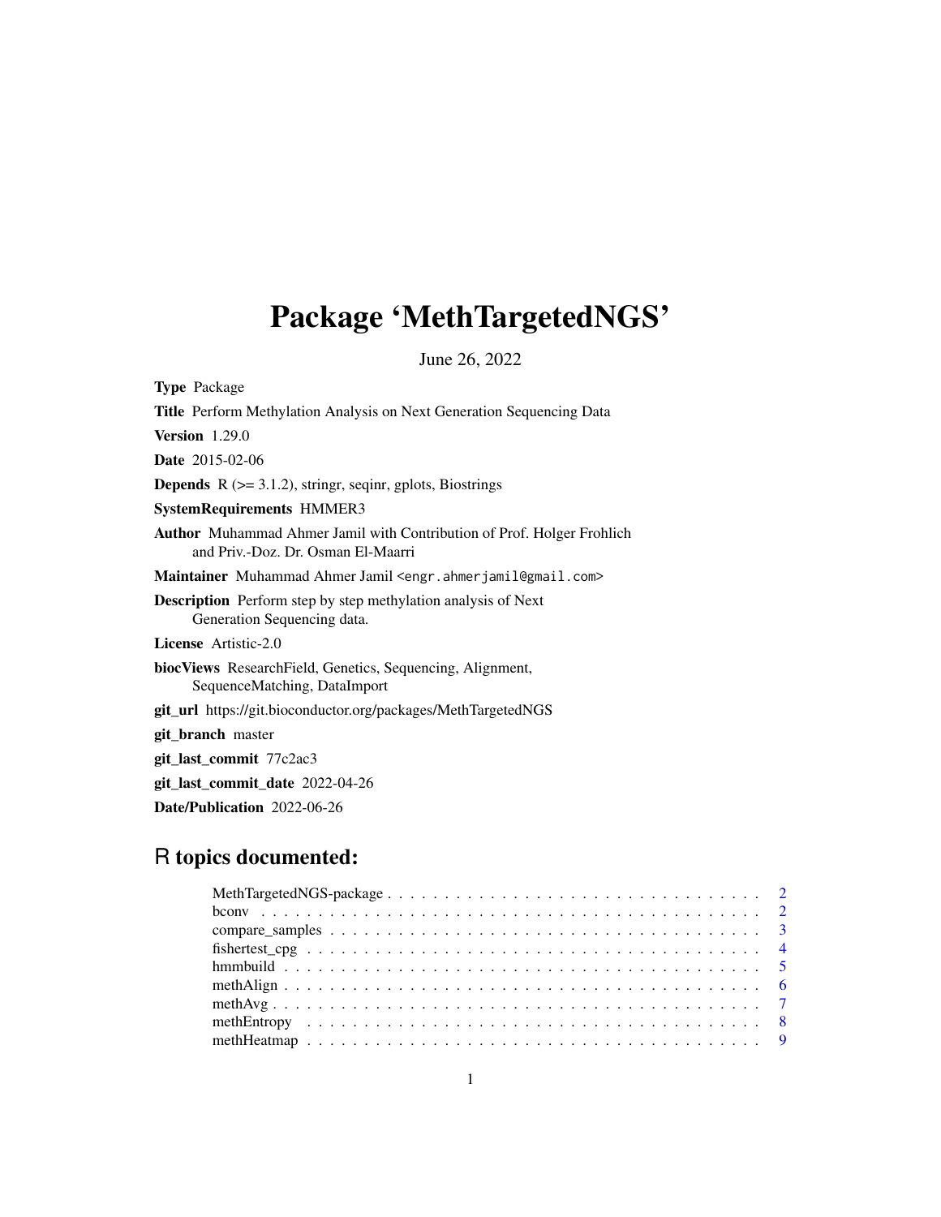# Package 'MethTargetedNGS'

June 26, 2022

**Type** Package

**Title** Perform Methylation Analysis on Next Generation Sequencing Data

**Version** 1.29.0

**Date** 2015-02-06

**Depends** R (>= 3.1.2), stringr, seqinr, gplots, Biostrings

**SystemRequirements** HMMER3

**Author** Muhammad Ahmer Jamil with Contribution of Prof. Holger Frohlich and Priv.-Doz. Dr. Osman El-Maarri

**Maintainer** Muhammad Ahmer Jamil <engr.ahmerjamil@gmail.com>

**Description** Perform step by step methylation analysis of Next Generation Sequencing data.

**License** Artistic-2.0

**biocViews** ResearchField, Genetics, Sequencing, Alignment, SequenceMatching, DataImport

**git_url** https://git.bioconductor.org/packages/MethTargetedNGS

**git_branch** master

**git_last_commit** 77c2ac3

**git_last_commit_date** 2022-04-26

**Date/Publication** 2022-06-26

## R topics documented:

- MethTargetedNGS-package . . . . . . . . . . . . . . . . . . . . . . . . . . . . . . . . . 2
- bconv . . . . . . . . . . . . . . . . . . . . . . . . . . . . . . . . . . . . . . . . . . . 2
- compare_samples . . . . . . . . . . . . . . . . . . . . . . . . . . . . . . . . . . . . . 3
- fishertest_cpg . . . . . . . . . . . . . . . . . . . . . . . . . . . . . . . . . . . . . . . 4
- hmmbuild . . . . . . . . . . . . . . . . . . . . . . . . . . . . . . . . . . . . . . . . . 5
- methAlign . . . . . . . . . . . . . . . . . . . . . . . . . . . . . . . . . . . . . . . . . 6
- methAvg . . . . . . . . . . . . . . . . . . . . . . . . . . . . . . . . . . . . . . . . . . 7
- methEntropy . . . . . . . . . . . . . . . . . . . . . . . . . . . . . . . . . . . . . . . . 8
- methHeatmap . . . . . . . . . . . . . . . . . . . . . . . . . . . . . . . . . . . . . . . 9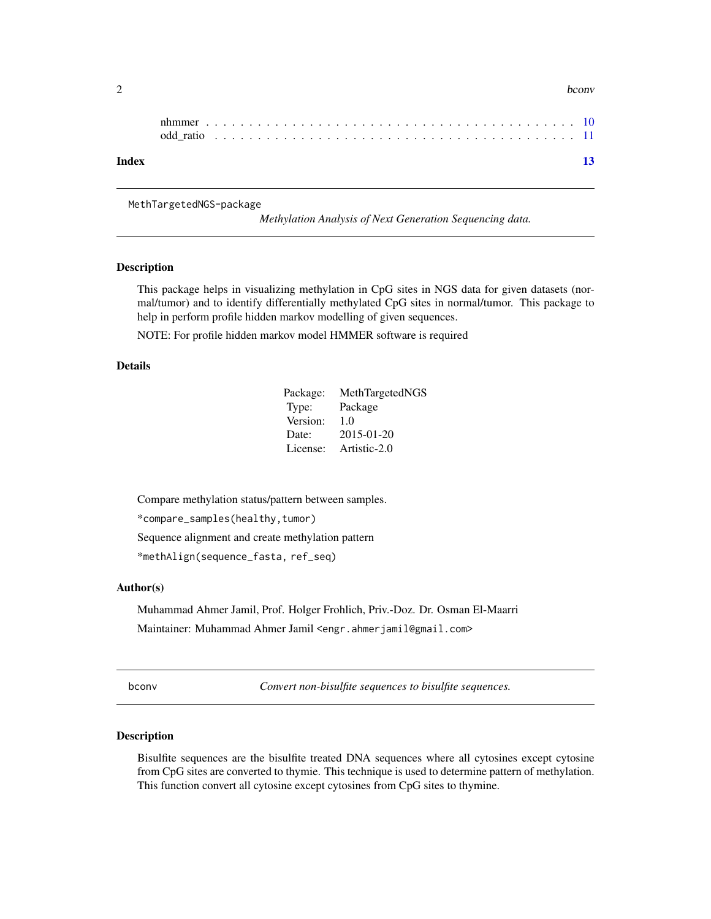nhmmer . . . . . . . . . . . . . . . . . . . . . . . . . . . . . . . . . . . . . . . . . . 10
odd_ratio . . . . . . . . . . . . . . . . . . . . . . . . . . . . . . . . . . . . . . . . . 11

**Index** **13**

---

## MethTargetedNGS-package — *Methylation Analysis of Next Generation Sequencing data.*

### Description

This package helps in visualizing methylation in CpG sites in NGS data for given datasets (normal/tumor) and to identify differentially methylated CpG sites in normal/tumor. This package to help in perform profile hidden markov modelling of given sequences.

NOTE: For profile hidden markov model HMMER software is required

### Details

| | |
|---|---|
| Package: | MethTargetedNGS |
| Type: | Package |
| Version: | 1.0 |
| Date: | 2015-01-20 |
| License: | Artistic-2.0 |

Compare methylation status/pattern between samples.

*compare_samples(healthy,tumor)

Sequence alignment and create methylation pattern

*methAlign(sequence_fasta, ref_seq)

### Author(s)

Muhammad Ahmer Jamil, Prof. Holger Frohlich, Priv.-Doz. Dr. Osman El-Maarri

Maintainer: Muhammad Ahmer Jamil <engr.ahmerjamil@gmail.com>

---

## bconv — *Convert non-bisulfite sequences to bisulfite sequences.*

### Description

Bisulfite sequences are the bisulfite treated DNA sequences where all cytosines except cytosine from CpG sites are converted to thymie. This technique is used to determine pattern of methylation. This function convert all cytosine except cytosines from CpG sites to thymine.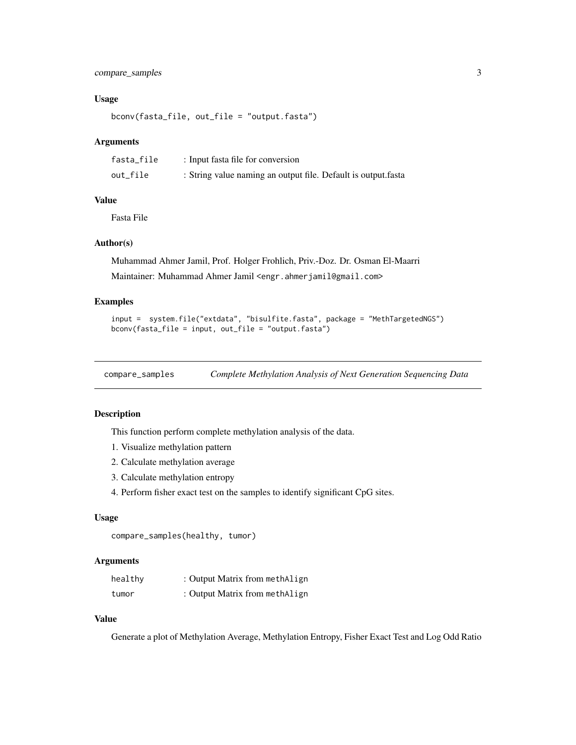### Usage

```
bconv(fasta_file, out_file = "output.fasta")
```

### Arguments

| | |
|---|---|
| fasta_file | : Input fasta file for conversion |
| out_file | : String value naming an output file. Default is output.fasta |

### Value

Fasta File

### Author(s)

Muhammad Ahmer Jamil, Prof. Holger Frohlich, Priv.-Doz. Dr. Osman El-Maarri

Maintainer: Muhammad Ahmer Jamil <engr.ahmerjamil@gmail.com>

### Examples

```
input =  system.file("extdata", "bisulfite.fasta", package = "MethTargetedNGS")
bconv(fasta_file = input, out_file = "output.fasta")
```

---

## compare_samples — *Complete Methylation Analysis of Next Generation Sequencing Data*

### Description

This function perform complete methylation analysis of the data.

1. Visualize methylation pattern
2. Calculate methylation average
3. Calculate methylation entropy
4. Perform fisher exact test on the samples to identify significant CpG sites.

### Usage

```
compare_samples(healthy, tumor)
```

### Arguments

| | |
|---|---|
| healthy | : Output Matrix from methAlign |
| tumor | : Output Matrix from methAlign |

### Value

Generate a plot of Methylation Average, Methylation Entropy, Fisher Exact Test and Log Odd Ratio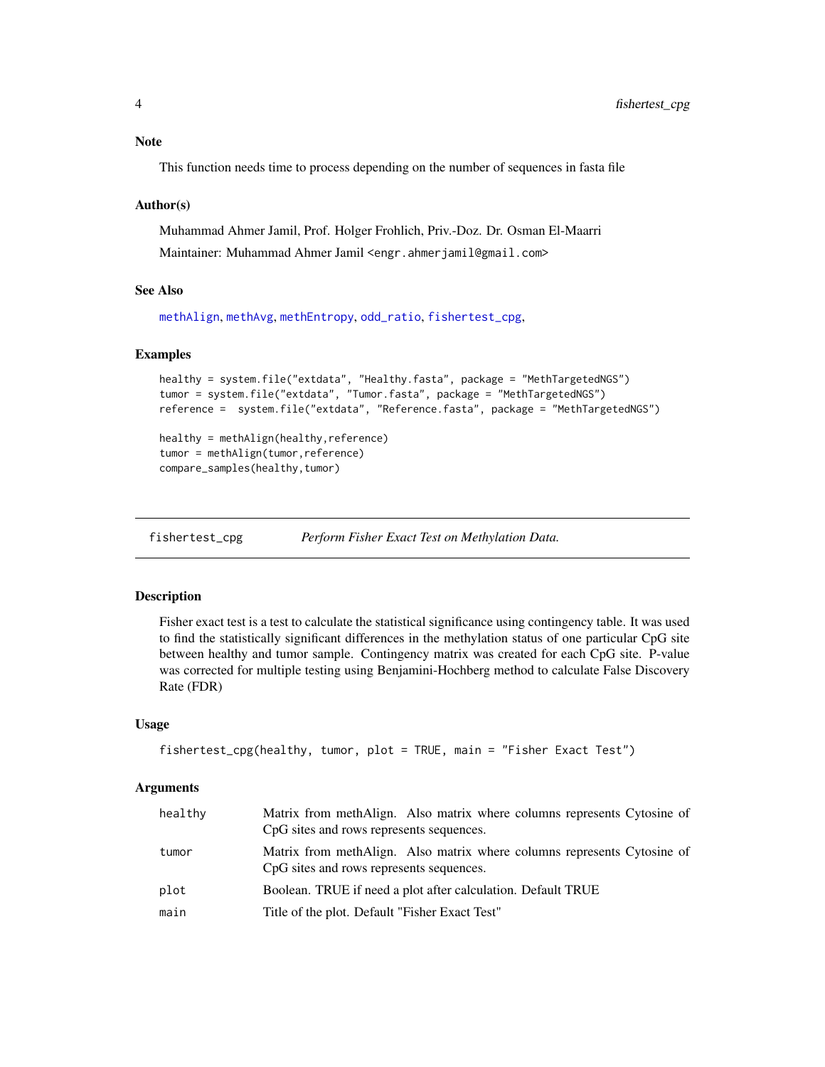### Note

This function needs time to process depending on the number of sequences in fasta file

### Author(s)

Muhammad Ahmer Jamil, Prof. Holger Frohlich, Priv.-Doz. Dr. Osman El-Maarri

Maintainer: Muhammad Ahmer Jamil <engr.ahmerjamil@gmail.com>

### See Also

methAlign, methAvg, methEntropy, odd_ratio, fishertest_cpg,

### Examples

```
healthy = system.file("extdata", "Healthy.fasta", package = "MethTargetedNGS")
tumor = system.file("extdata", "Tumor.fasta", package = "MethTargetedNGS")
reference =  system.file("extdata", "Reference.fasta", package = "MethTargetedNGS")

healthy = methAlign(healthy,reference)
tumor = methAlign(tumor,reference)
compare_samples(healthy,tumor)
```

---

## fishertest_cpg — *Perform Fisher Exact Test on Methylation Data.*

### Description

Fisher exact test is a test to calculate the statistical significance using contingency table. It was used to find the statistically significant differences in the methylation status of one particular CpG site between healthy and tumor sample. Contingency matrix was created for each CpG site. P-value was corrected for multiple testing using Benjamini-Hochberg method to calculate False Discovery Rate (FDR)

### Usage

```
fishertest_cpg(healthy, tumor, plot = TRUE, main = "Fisher Exact Test")
```

### Arguments

| | |
|---|---|
| healthy | Matrix from methAlign. Also matrix where columns represents Cytosine of CpG sites and rows represents sequences. |
| tumor | Matrix from methAlign. Also matrix where columns represents Cytosine of CpG sites and rows represents sequences. |
| plot | Boolean. TRUE if need a plot after calculation. Default TRUE |
| main | Title of the plot. Default "Fisher Exact Test" |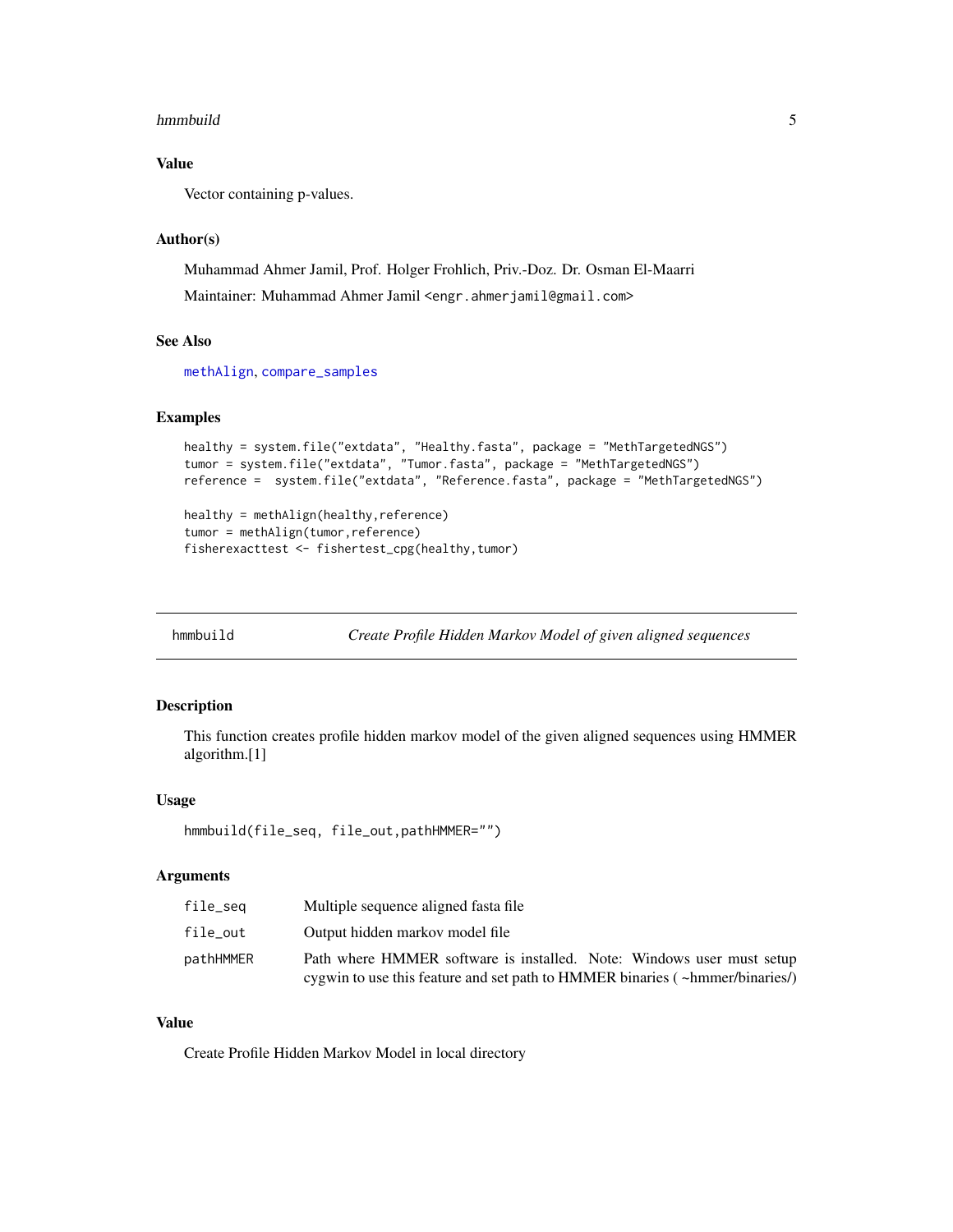### Value

Vector containing p-values.

### Author(s)

Muhammad Ahmer Jamil, Prof. Holger Frohlich, Priv.-Doz. Dr. Osman El-Maarri

Maintainer: Muhammad Ahmer Jamil <engr.ahmerjamil@gmail.com>

### See Also

methAlign, compare_samples

### Examples

```
healthy = system.file("extdata", "Healthy.fasta", package = "MethTargetedNGS")
tumor = system.file("extdata", "Tumor.fasta", package = "MethTargetedNGS")
reference =  system.file("extdata", "Reference.fasta", package = "MethTargetedNGS")

healthy = methAlign(healthy,reference)
tumor = methAlign(tumor,reference)
fisherexacttest <- fishertest_cpg(healthy,tumor)
```

---

## hmmbuild — *Create Profile Hidden Markov Model of given aligned sequences*

### Description

This function creates profile hidden markov model of the given aligned sequences using HMMER algorithm.[1]

### Usage

```
hmmbuild(file_seq, file_out,pathHMMER="")
```

### Arguments

| | |
|---|---|
| file_seq | Multiple sequence aligned fasta file |
| file_out | Output hidden markov model file |
| pathHMMER | Path where HMMER software is installed. Note: Windows user must setup cygwin to use this feature and set path to HMMER binaries ( ~hmmer/binaries/) |

### Value

Create Profile Hidden Markov Model in local directory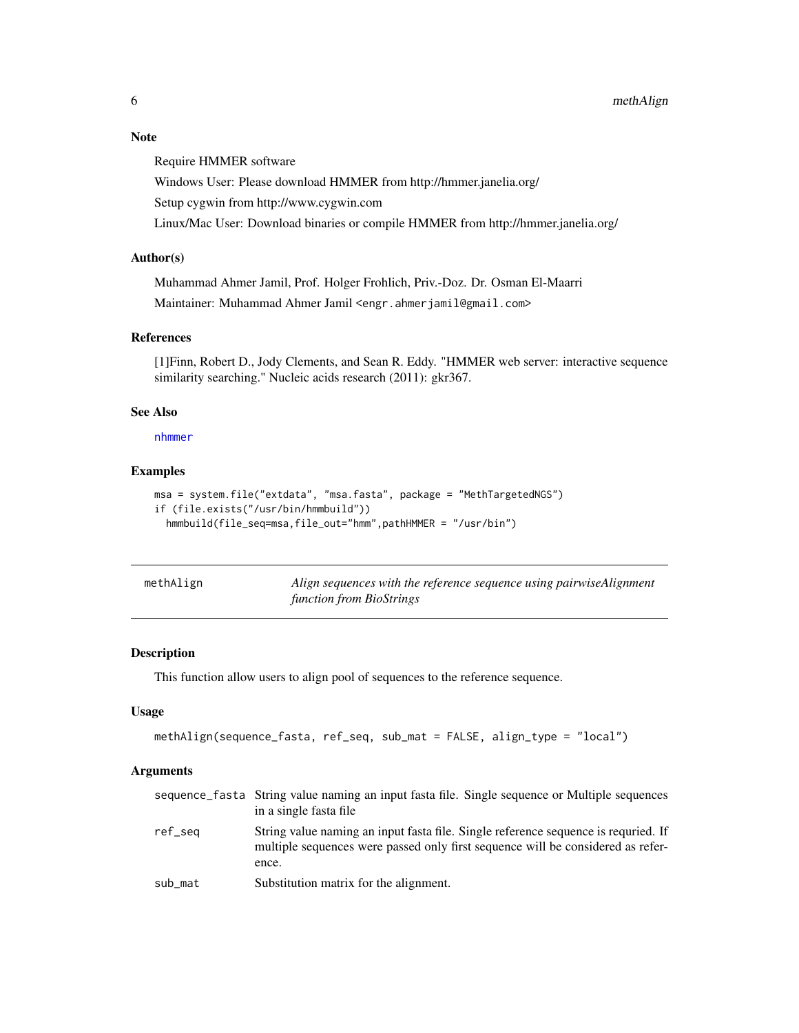### Note

Require HMMER software

Windows User: Please download HMMER from http://hmmer.janelia.org/

Setup cygwin from http://www.cygwin.com

Linux/Mac User: Download binaries or compile HMMER from http://hmmer.janelia.org/

### Author(s)

Muhammad Ahmer Jamil, Prof. Holger Frohlich, Priv.-Doz. Dr. Osman El-Maarri

Maintainer: Muhammad Ahmer Jamil <engr.ahmerjamil@gmail.com>

### References

[1]Finn, Robert D., Jody Clements, and Sean R. Eddy. "HMMER web server: interactive sequence similarity searching." Nucleic acids research (2011): gkr367.

### See Also

nhmmer

### Examples

```
msa = system.file("extdata", "msa.fasta", package = "MethTargetedNGS")
if (file.exists("/usr/bin/hmmbuild"))
  hmmbuild(file_seq=msa,file_out="hmm",pathHMMER = "/usr/bin")
```

---

## methAlign — *Align sequences with the reference sequence using pairwiseAlignment function from BioStrings*

### Description

This function allow users to align pool of sequences to the reference sequence.

### Usage

```
methAlign(sequence_fasta, ref_seq, sub_mat = FALSE, align_type = "local")
```

### Arguments

| | |
|---|---|
| sequence_fasta | String value naming an input fasta file. Single sequence or Multiple sequences in a single fasta file |
| ref_seq | String value naming an input fasta file. Single reference sequence is requried. If multiple sequences were passed only first sequence will be considered as reference. |
| sub_mat | Substitution matrix for the alignment. |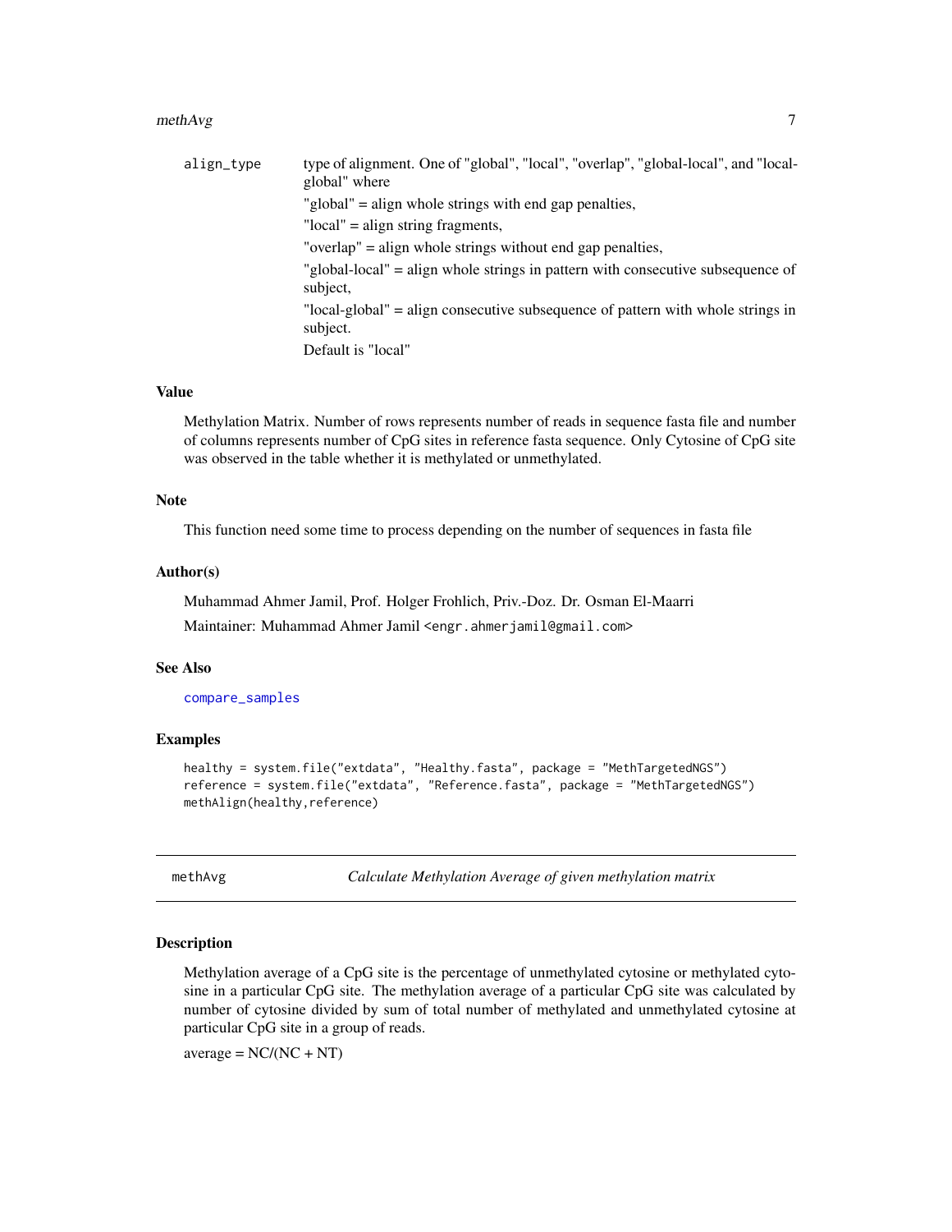align_type — type of alignment. One of "global", "local", "overlap", "global-local", and "local-global" where

"global" = align whole strings with end gap penalties,

"local" = align string fragments,

"overlap" = align whole strings without end gap penalties,

"global-local" = align whole strings in pattern with consecutive subsequence of subject,

"local-global" = align consecutive subsequence of pattern with whole strings in subject.

Default is "local"

### Value

Methylation Matrix. Number of rows represents number of reads in sequence fasta file and number of columns represents number of CpG sites in reference fasta sequence. Only Cytosine of CpG site was observed in the table whether it is methylated or unmethylated.

### Note

This function need some time to process depending on the number of sequences in fasta file

### Author(s)

Muhammad Ahmer Jamil, Prof. Holger Frohlich, Priv.-Doz. Dr. Osman El-Maarri

Maintainer: Muhammad Ahmer Jamil <engr.ahmerjamil@gmail.com>

### See Also

compare_samples

### Examples

```
healthy = system.file("extdata", "Healthy.fasta", package = "MethTargetedNGS")
reference = system.file("extdata", "Reference.fasta", package = "MethTargetedNGS")
methAlign(healthy,reference)
```

---

## methAvg — *Calculate Methylation Average of given methylation matrix*

---

### Description

Methylation average of a CpG site is the percentage of unmethylated cytosine or methylated cytosine in a particular CpG site. The methylation average of a particular CpG site was calculated by number of cytosine divided by sum of total number of methylated and unmethylated cytosine at particular CpG site in a group of reads.

average = NC/(NC + NT)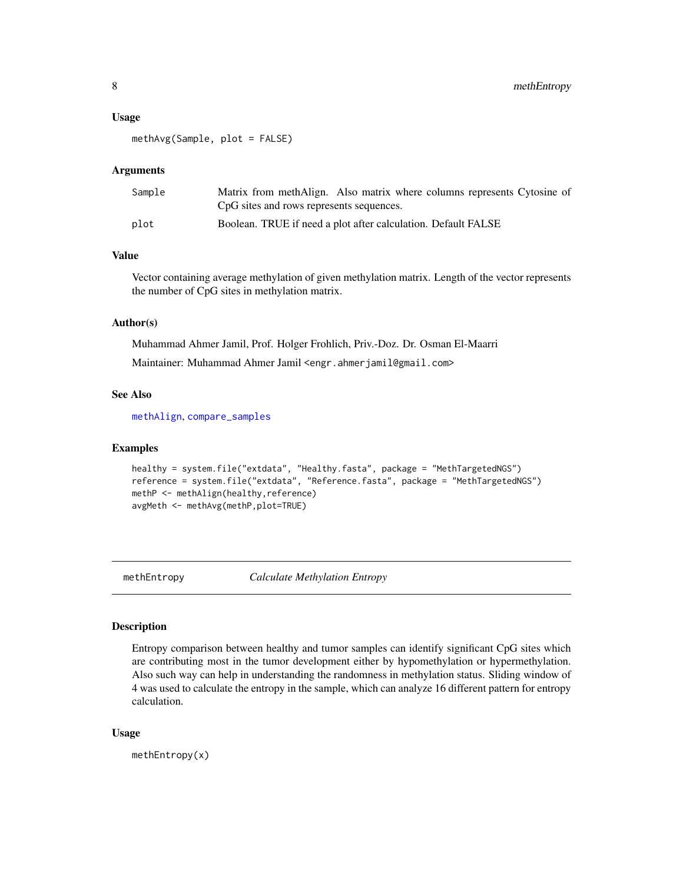### Usage

```
methAvg(Sample, plot = FALSE)
```

### Arguments

| | |
|---|---|
| Sample | Matrix from methAlign. Also matrix where columns represents Cytosine of CpG sites and rows represents sequences. |
| plot | Boolean. TRUE if need a plot after calculation. Default FALSE |

### Value

Vector containing average methylation of given methylation matrix. Length of the vector represents the number of CpG sites in methylation matrix.

### Author(s)

Muhammad Ahmer Jamil, Prof. Holger Frohlich, Priv.-Doz. Dr. Osman El-Maarri

Maintainer: Muhammad Ahmer Jamil <engr.ahmerjamil@gmail.com>

### See Also

methAlign, compare_samples

### Examples

```
healthy = system.file("extdata", "Healthy.fasta", package = "MethTargetedNGS")
reference = system.file("extdata", "Reference.fasta", package = "MethTargetedNGS")
methP <- methAlign(healthy,reference)
avgMeth <- methAvg(methP,plot=TRUE)
```

---

## methEntropy — *Calculate Methylation Entropy*

### Description

Entropy comparison between healthy and tumor samples can identify significant CpG sites which are contributing most in the tumor development either by hypomethylation or hypermethylation. Also such way can help in understanding the randomness in methylation status. Sliding window of 4 was used to calculate the entropy in the sample, which can analyze 16 different pattern for entropy calculation.

### Usage

```
methEntropy(x)
```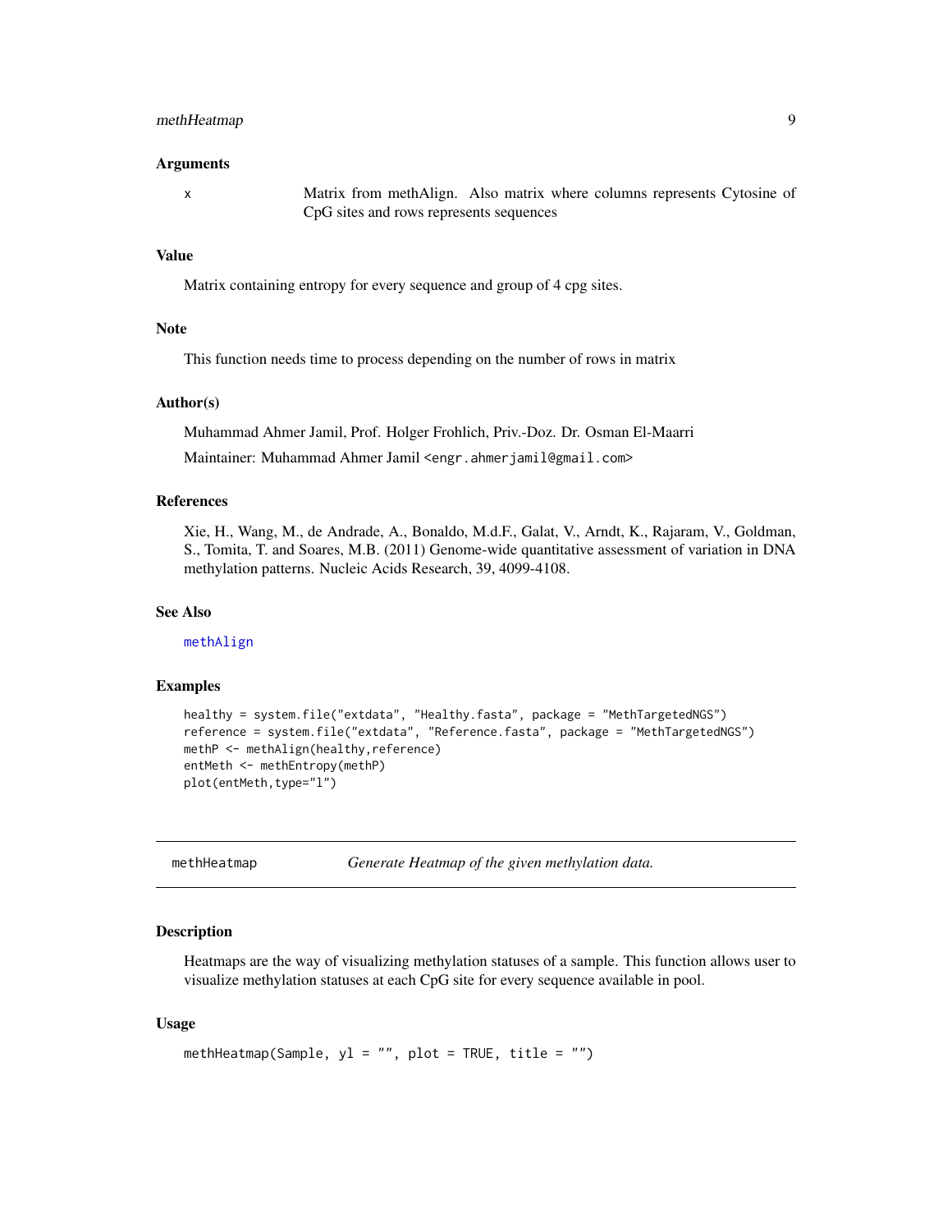### Arguments

| | |
|---|---|
| x | Matrix from methAlign. Also matrix where columns represents Cytosine of CpG sites and rows represents sequences |

### Value

Matrix containing entropy for every sequence and group of 4 cpg sites.

### Note

This function needs time to process depending on the number of rows in matrix

### Author(s)

Muhammad Ahmer Jamil, Prof. Holger Frohlich, Priv.-Doz. Dr. Osman El-Maarri

Maintainer: Muhammad Ahmer Jamil <engr.ahmerjamil@gmail.com>

### References

Xie, H., Wang, M., de Andrade, A., Bonaldo, M.d.F., Galat, V., Arndt, K., Rajaram, V., Goldman, S., Tomita, T. and Soares, M.B. (2011) Genome-wide quantitative assessment of variation in DNA methylation patterns. Nucleic Acids Research, 39, 4099-4108.

### See Also

methAlign

### Examples

```
healthy = system.file("extdata", "Healthy.fasta", package = "MethTargetedNGS")
reference = system.file("extdata", "Reference.fasta", package = "MethTargetedNGS")
methP <- methAlign(healthy,reference)
entMeth <- methEntropy(methP)
plot(entMeth,type="l")
```

---

## methHeatmap — *Generate Heatmap of the given methylation data.*

### Description

Heatmaps are the way of visualizing methylation statuses of a sample. This function allows user to visualize methylation statuses at each CpG site for every sequence available in pool.

### Usage

```
methHeatmap(Sample, yl = "", plot = TRUE, title = "")
```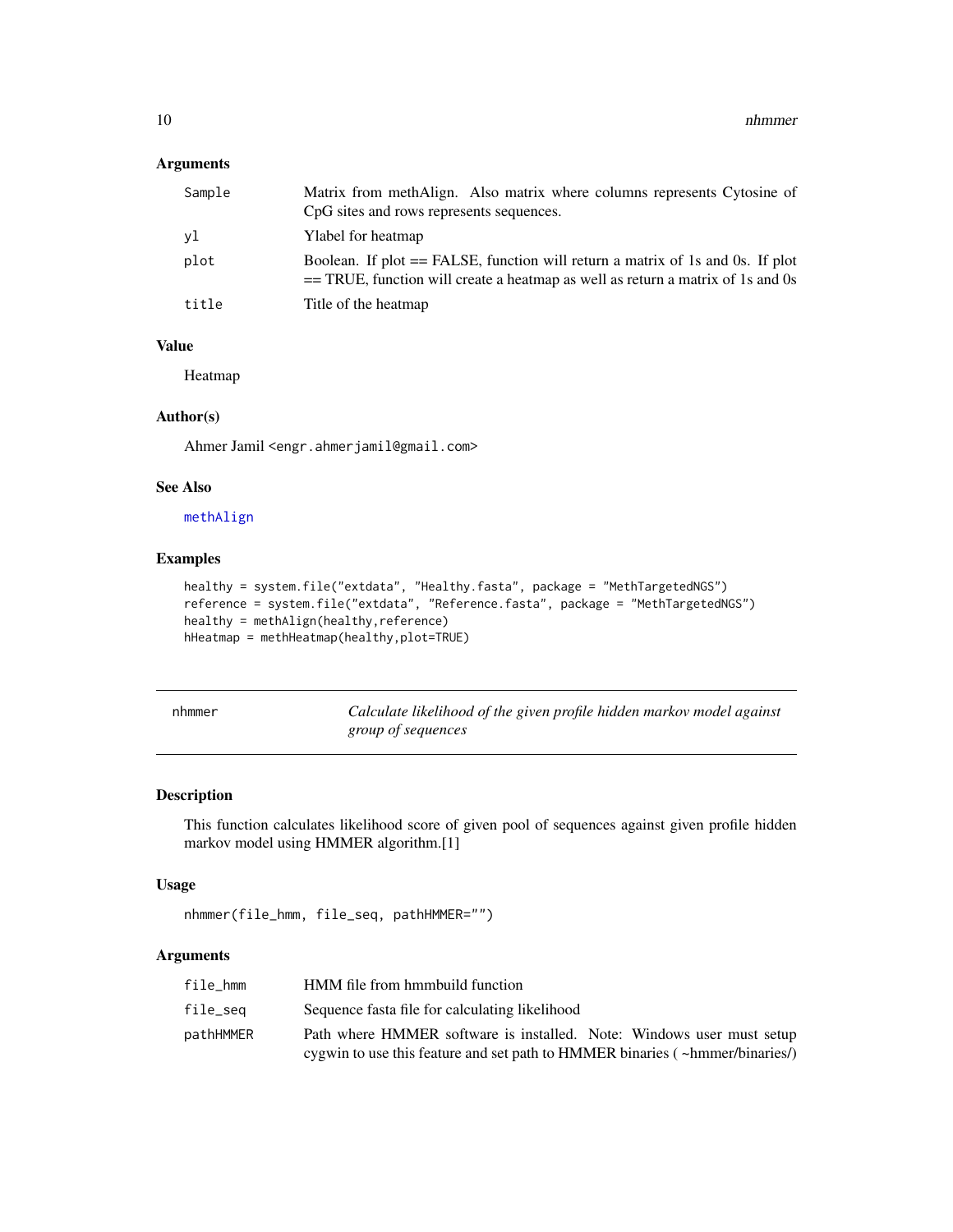### Arguments

| | |
|---|---|
| `Sample` | Matrix from methAlign. Also matrix where columns represents Cytosine of CpG sites and rows represents sequences. |
| `yl` | Ylabel for heatmap |
| `plot` | Boolean. If plot == FALSE, function will return a matrix of 1s and 0s. If plot == TRUE, function will create a heatmap as well as return a matrix of 1s and 0s |
| `title` | Title of the heatmap |

### Value

Heatmap

### Author(s)

Ahmer Jamil <engr.ahmerjamil@gmail.com>

### See Also

methAlign

### Examples

```
healthy = system.file("extdata", "Healthy.fasta", package = "MethTargetedNGS")
reference = system.file("extdata", "Reference.fasta", package = "MethTargetedNGS")
healthy = methAlign(healthy,reference)
hHeatmap = methHeatmap(healthy,plot=TRUE)
```

---

## nhmmer — *Calculate likelihood of the given profile hidden markov model against group of sequences*

---

### Description

This function calculates likelihood score of given pool of sequences against given profile hidden markov model using HMMER algorithm.[1]

### Usage

```
nhmmer(file_hmm, file_seq, pathHMMER="")
```

### Arguments

| | |
|---|---|
| `file_hmm` | HMM file from hmmbuild function |
| `file_seq` | Sequence fasta file for calculating likelihood |
| `pathHMMER` | Path where HMMER software is installed. Note: Windows user must setup cygwin to use this feature and set path to HMMER binaries ( ~hmmer/binaries/) |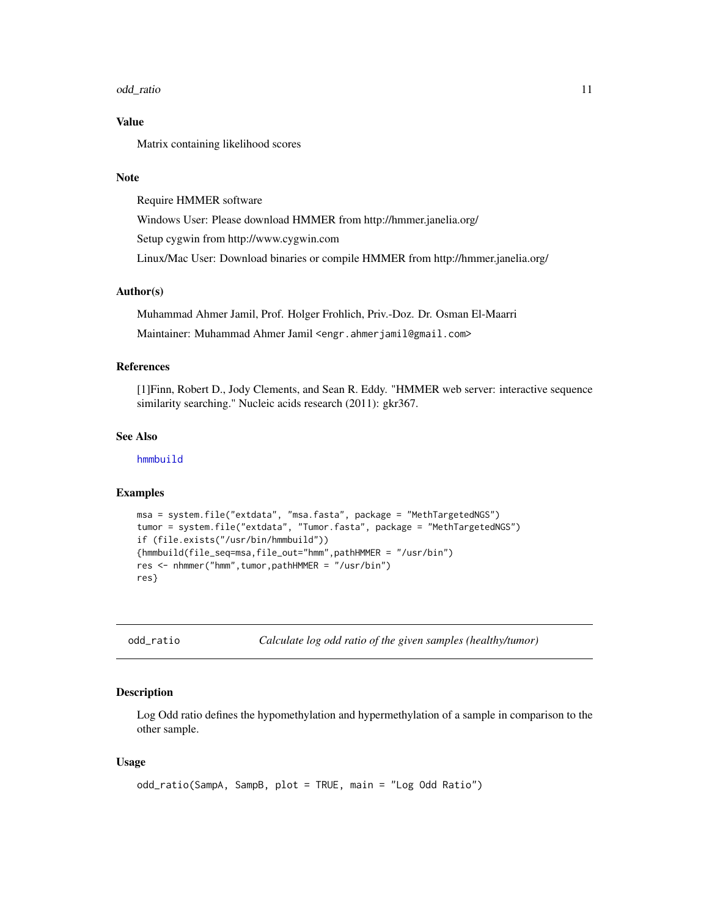### Value

Matrix containing likelihood scores

### Note

Require HMMER software

Windows User: Please download HMMER from http://hmmer.janelia.org/

Setup cygwin from http://www.cygwin.com

Linux/Mac User: Download binaries or compile HMMER from http://hmmer.janelia.org/

### Author(s)

Muhammad Ahmer Jamil, Prof. Holger Frohlich, Priv.-Doz. Dr. Osman El-Maarri

Maintainer: Muhammad Ahmer Jamil <engr.ahmerjamil@gmail.com>

### References

[1]Finn, Robert D., Jody Clements, and Sean R. Eddy. "HMMER web server: interactive sequence similarity searching." Nucleic acids research (2011): gkr367.

### See Also

hmmbuild

### Examples

```
msa = system.file("extdata", "msa.fasta", package = "MethTargetedNGS")
tumor = system.file("extdata", "Tumor.fasta", package = "MethTargetedNGS")
if (file.exists("/usr/bin/hmmbuild"))
{hmmbuild(file_seq=msa,file_out="hmm",pathHMMER = "/usr/bin")
res <- nhmmer("hmm",tumor,pathHMMER = "/usr/bin")
res}
```

---

## odd_ratio — *Calculate log odd ratio of the given samples (healthy/tumor)*

### Description

Log Odd ratio defines the hypomethylation and hypermethylation of a sample in comparison to the other sample.

### Usage

```
odd_ratio(SampA, SampB, plot = TRUE, main = "Log Odd Ratio")
```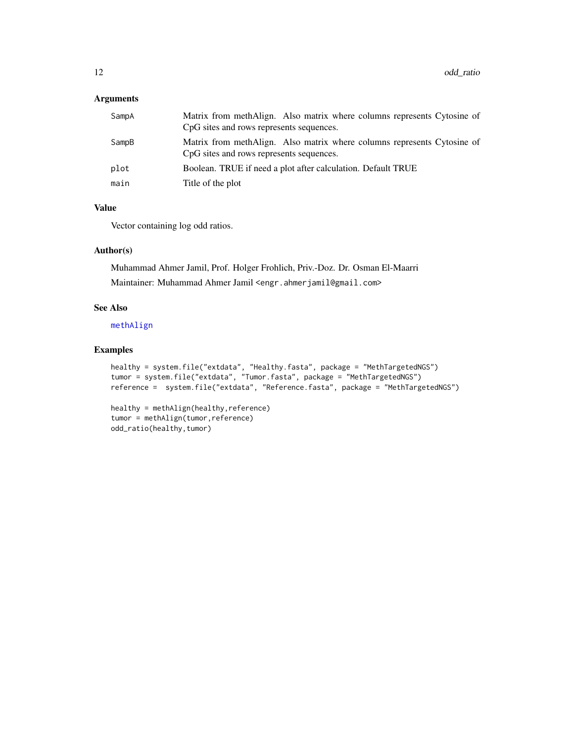## Arguments

| | |
|---|---|
| SampA | Matrix from methAlign. Also matrix where columns represents Cytosine of CpG sites and rows represents sequences. |
| SampB | Matrix from methAlign. Also matrix where columns represents Cytosine of CpG sites and rows represents sequences. |
| plot | Boolean. TRUE if need a plot after calculation. Default TRUE |
| main | Title of the plot |

## Value

Vector containing log odd ratios.

## Author(s)

Muhammad Ahmer Jamil, Prof. Holger Frohlich, Priv.-Doz. Dr. Osman El-Maarri

Maintainer: Muhammad Ahmer Jamil <engr.ahmerjamil@gmail.com>

## See Also

methAlign

## Examples

```
healthy = system.file("extdata", "Healthy.fasta", package = "MethTargetedNGS")
tumor = system.file("extdata", "Tumor.fasta", package = "MethTargetedNGS")
reference =  system.file("extdata", "Reference.fasta", package = "MethTargetedNGS")

healthy = methAlign(healthy,reference)
tumor = methAlign(tumor,reference)
odd_ratio(healthy,tumor)
```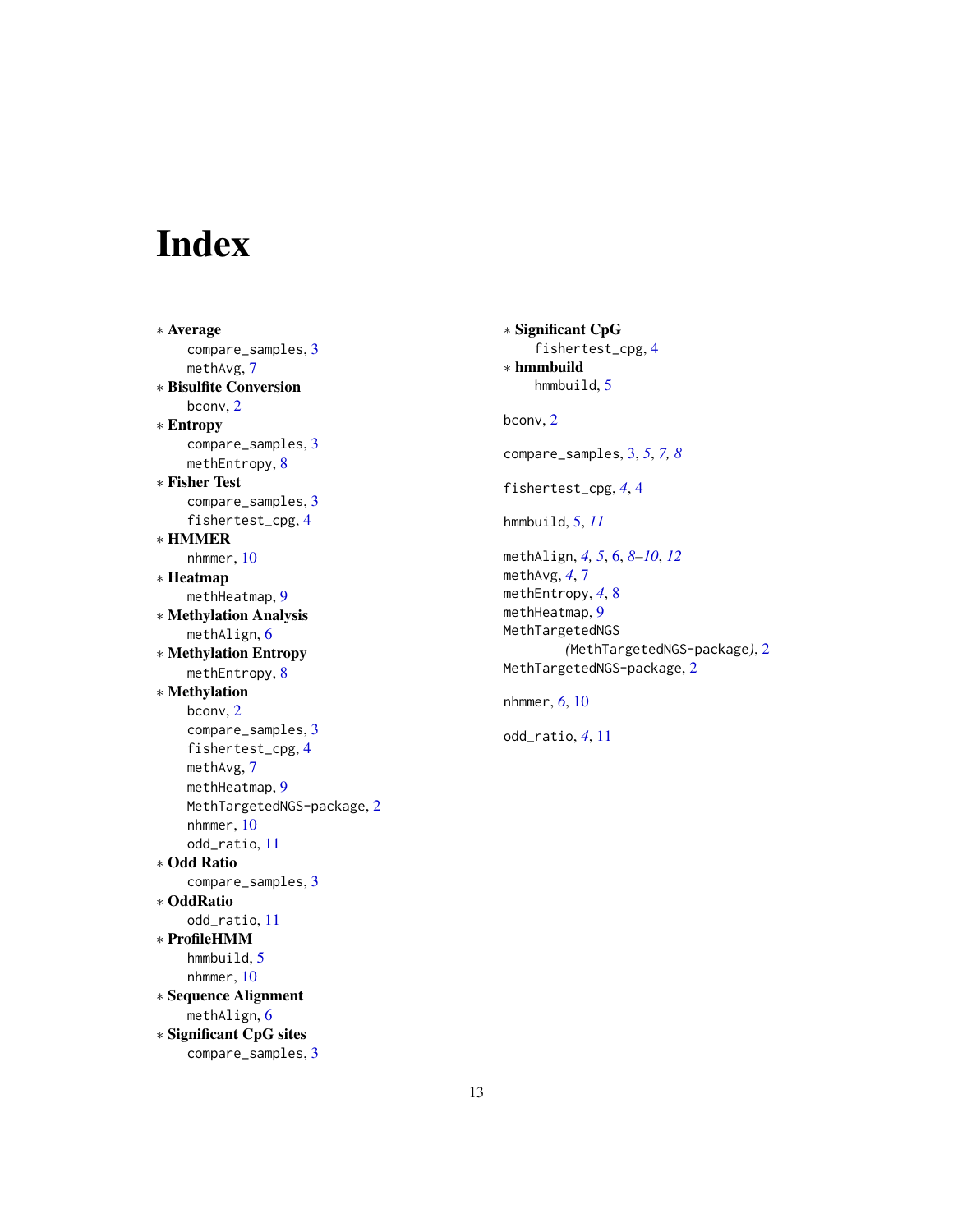# Index

∗ **Average**
  compare_samples, 3
  methAvg, 7
∗ **Bisulfite Conversion**
  bconv, 2
∗ **Entropy**
  compare_samples, 3
  methEntropy, 8
∗ **Fisher Test**
  compare_samples, 3
  fishertest_cpg, 4
∗ **HMMER**
  nhmmer, 10
∗ **Heatmap**
  methHeatmap, 9
∗ **Methylation Analysis**
  methAlign, 6
∗ **Methylation Entropy**
  methEntropy, 8
∗ **Methylation**
  bconv, 2
  compare_samples, 3
  fishertest_cpg, 4
  methAvg, 7
  methHeatmap, 9
  MethTargetedNGS-package, 2
  nhmmer, 10
  odd_ratio, 11
∗ **Odd Ratio**
  compare_samples, 3
∗ **OddRatio**
  odd_ratio, 11
∗ **ProfileHMM**
  hmmbuild, 5
  nhmmer, 10
∗ **Sequence Alignment**
  methAlign, 6
∗ **Significant CpG sites**
  compare_samples, 3
∗ **Significant CpG**
  fishertest_cpg, 4
∗ **hmmbuild**
  hmmbuild, 5

bconv, 2

compare_samples, 3, *5*, *7, 8*

fishertest_cpg, *4*, 4

hmmbuild, 5, *11*

methAlign, *4, 5*, 6, *8–10*, *12*
methAvg, *4*, 7
methEntropy, *4*, 8
methHeatmap, 9
MethTargetedNGS
  *(*MethTargetedNGS-package*)*, 2
MethTargetedNGS-package, 2

nhmmer, *6*, 10

odd_ratio, *4*, 11